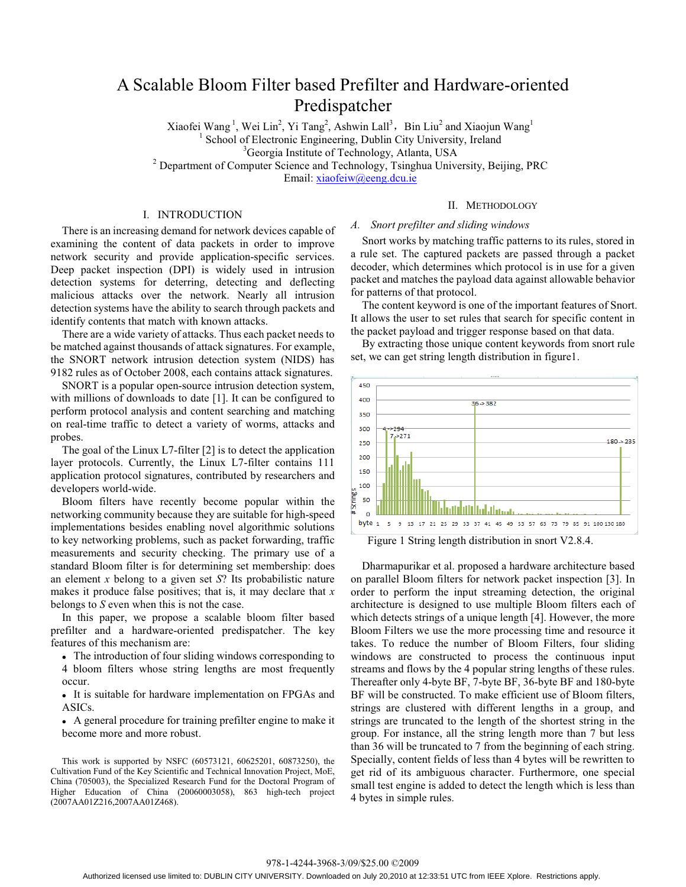# A Scalable Bloom Filter based Prefilter and Hardware-oriented Predispatcher

Xiaofei Wang [1], Wei Lin[2], Yi Tang[2], Ashwin Lall[3]， Bin Liu[2] and Xiaojun Wang[1]

[1] School of Electronic Engineering, Dublin City University, Ireland

[3]Georgia Institute of Technology, Atlanta, USA

[2] Department of Computer Science and Technology, Tsinghua University, Beijing, PRC

Email: xiaofeiw@eeng.dcu.ie

## I. INTRODUCTION

There is an increasing demand for network devices capable of examining the content of data packets in order to improve network security and provide application-specific services. Deep packet inspection (DPI) is widely used in intrusion detection systems for deterring, detecting and deflecting malicious attacks over the network. Nearly all intrusion detection systems have the ability to search through packets and identify contents that match with known attacks.

There are a wide variety of attacks. Thus each packet needs to be matched against thousands of attack signatures. For example, the SNORT network intrusion detection system (NIDS) has 9182 rules as of October 2008, each contains attack signatures.

SNORT is a popular open-source intrusion detection system, with millions of downloads to date [1]. It can be configured to perform protocol analysis and content searching and matching on real-time traffic to detect a variety of worms, attacks and probes.

The goal of the Linux L7-filter [2] is to detect the application layer protocols. Currently, the Linux L7-filter contains 111 application protocol signatures, contributed by researchers and developers world-wide.

Bloom filters have recently become popular within the networking community because they are suitable for high-speed implementations besides enabling novel algorithmic solutions to key networking problems, such as packet forwarding, traffic measurements and security checking. The primary use of a standard Bloom filter is for determining set membership: does an element $x$ belong to a given set $S$? Its probabilistic nature makes it produce false positives; that is, it may declare that $x$ belongs to $S$ even when this is not the case.

In this paper, we propose a scalable bloom filter based prefilter and a hardware-oriented predispatcher. The key features of this mechanism are:

- The introduction of four sliding windows corresponding to 4 bloom filters whose string lengths are most frequently occur.
- It is suitable for hardware implementation on FPGAs and ASICs.
- A general procedure for training prefilter engine to make it become more and more robust.

This work is supported by NSFC (60573121, 60625201, 60873250), the Cultivation Fund of the Key Scientific and Technical Innovation Project, MoE, China (705003), the Specialized Research Fund for the Doctoral Program of Higher Education of China (20060003058), 863 high-tech project (2007AA01Z216,2007AA01Z468).

## II. METHODOLOGY

### A. *Snort prefilter and sliding windows*

Snort works by matching traffic patterns to its rules, stored in a rule set. The captured packets are passed through a packet decoder, which determines which protocol is in use for a given packet and matches the payload data against allowable behavior for patterns of that protocol.

The content keyword is one of the important features of Snort. It allows the user to set rules that search for specific content in the packet payload and trigger response based on that data.

By extracting those unique content keywords from snort rule set, we can get string length distribution in figure1.

Figure 1 String length distribution in snort V2.8.4.

Dharmapurikar et al. proposed a hardware architecture based on parallel Bloom filters for network packet inspection [3]. In order to perform the input streaming detection, the original architecture is designed to use multiple Bloom filters each of which detects strings of a unique length [4]. However, the more Bloom Filters we use the more processing time and resource it takes. To reduce the number of Bloom Filters, four sliding windows are constructed to process the continuous input streams and flows by the 4 popular string lengths of these rules. Thereafter only 4-byte BF, 7-byte BF, 36-byte BF and 180-byte BF will be constructed. To make efficient use of Bloom filters, strings are clustered with different lengths in a group, and strings are truncated to the length of the shortest string in the group. For instance, all the string length more than 7 but less than 36 will be truncated to 7 from the beginning of each string. Specially, content fields of less than 4 bytes will be rewritten to get rid of its ambiguous character. Furthermore, one special small test engine is added to detect the length which is less than 4 bytes in simple rules.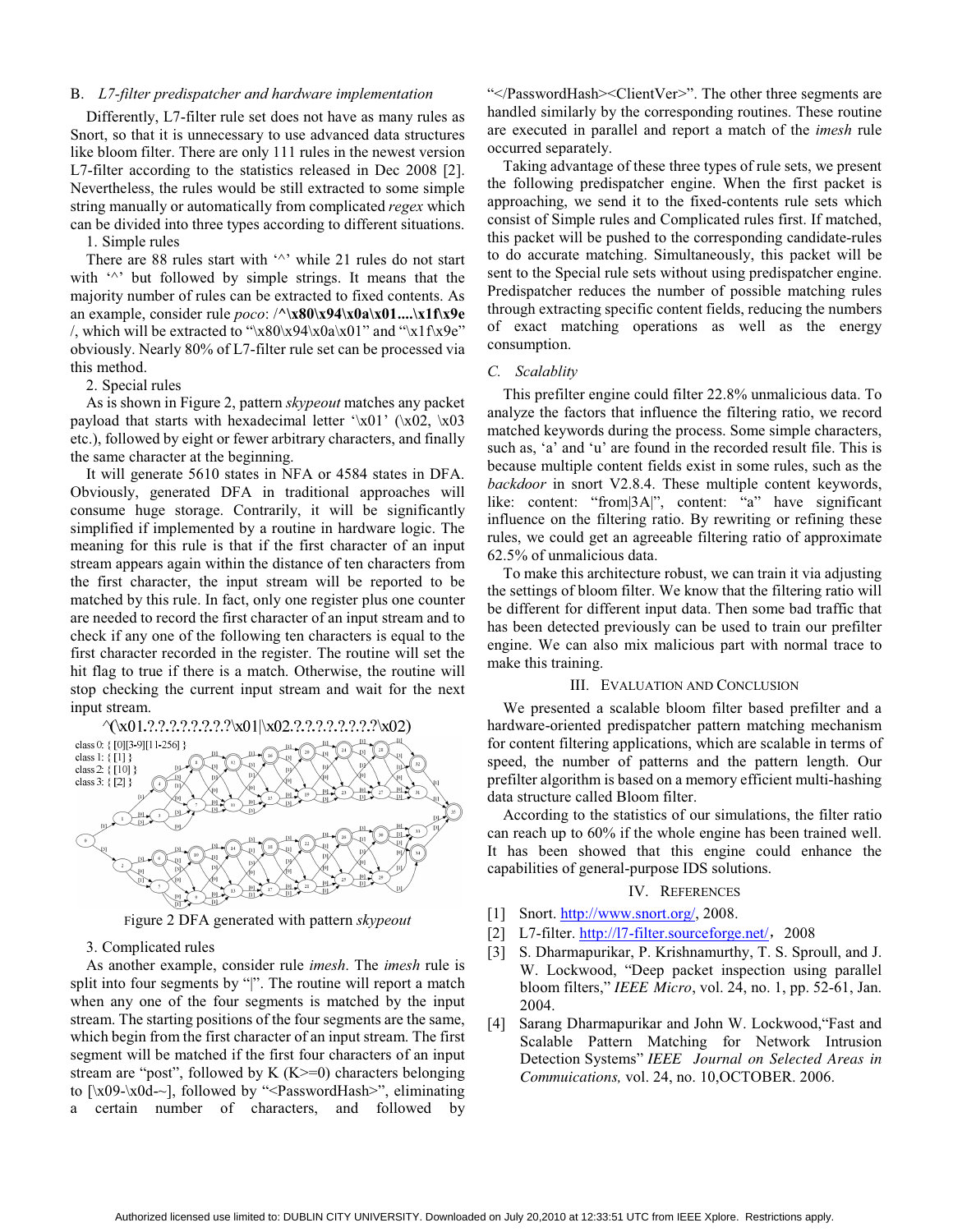## B. *L7-filter predispatcher and hardware implementation*

Differently, L7-filter rule set does not have as many rules as Snort, so that it is unnecessary to use advanced data structures like bloom filter. There are only 111 rules in the newest version L7-filter according to the statistics released in Dec 2008 [2]. Nevertheless, the rules would be still extracted to some simple string manually or automatically from complicated *regex* which can be divided into three types according to different situations.

1. Simple rules

There are 88 rules start with '^' while 21 rules do not start with '^' but followed by simple strings. It means that the majority number of rules can be extracted to fixed contents. As an example, consider rule *poco*: /**^\x80\x94\x0a\x01....\x1f\x9e**/, which will be extracted to "\x80\x94\x0a\x01" and "\x1f\x9e" obviously. Nearly 80% of L7-filter rule set can be processed via this method.

2. Special rules

As is shown in Figure 2, pattern *skypeout* matches any packet payload that starts with hexadecimal letter '\x01' (\x02, \x03 etc.), followed by eight or fewer arbitrary characters, and finally the same character at the beginning.

It will generate 5610 states in NFA or 4584 states in DFA. Obviously, generated DFA in traditional approaches will consume huge storage. Contrarily, it will be significantly simplified if implemented by a routine in hardware logic. The meaning for this rule is that if the first character of an input stream appears again within the distance of ten characters from the first character, the input stream will be reported to be matched by this rule. In fact, only one register plus one counter are needed to record the first character of an input stream and to check if any one of the following ten characters is equal to the first character recorded in the register. The routine will set the hit flag to true if there is a match. Otherwise, the routine will stop checking the current input stream and wait for the next input stream.

^(\x01.?.?.?.?.?.?.?.?\x01|\x02.?.?.?.?.?.?.?.?\x02)

class 0: { [0][3-9][11-256] }
class 1: { [1] }
class 2: { [10] }
class 3: { [2] }

Figure 2 DFA generated with pattern *skypeout*

3. Complicated rules

As another example, consider rule *imesh*. The *imesh* rule is split into four segments by "|". The routine will report a match when any one of the four segments is matched by the input stream. The starting positions of the four segments are the same, which begin from the first character of an input stream. The first segment will be matched if the first four characters of an input stream are "post", followed by K (K>=0) characters belonging to [\x09-\x0d-~], followed by "<PasswordHash>", eliminating a certain number of characters, and followed by "</PasswordHash><ClientVer>". The other three segments are handled similarly by the corresponding routines. These routine are executed in parallel and report a match of the *imesh* rule occurred separately.

Taking advantage of these three types of rule sets, we present the following predispatcher engine. When the first packet is approaching, we send it to the fixed-contents rule sets which consist of Simple rules and Complicated rules first. If matched, this packet will be pushed to the corresponding candidate-rules to do accurate matching. Simultaneously, this packet will be sent to the Special rule sets without using predispatcher engine. Predispatcher reduces the number of possible matching rules through extracting specific content fields, reducing the numbers of exact matching operations as well as the energy consumption.

## C. *Scalablity*

This prefilter engine could filter 22.8% unmalicious data. To analyze the factors that influence the filtering ratio, we record matched keywords during the process. Some simple characters, such as, 'a' and 'u' are found in the recorded result file. This is because multiple content fields exist in some rules, such as the *backdoor* in snort V2.8.4. These multiple content keywords, like: content: "from|3A|", content: "a" have significant influence on the filtering ratio. By rewriting or refining these rules, we could get an agreeable filtering ratio of approximate 62.5% of unmalicious data.

To make this architecture robust, we can train it via adjusting the settings of bloom filter. We know that the filtering ratio will be different for different input data. Then some bad traffic that has been detected previously can be used to train our prefilter engine. We can also mix malicious part with normal trace to make this training.

# III. Evaluation and Conclusion

We presented a scalable bloom filter based prefilter and a hardware-oriented predispatcher pattern matching mechanism for content filtering applications, which are scalable in terms of speed, the number of patterns and the pattern length. Our prefilter algorithm is based on a memory efficient multi-hashing data structure called Bloom filter.

According to the statistics of our simulations, the filter ratio can reach up to 60% if the whole engine has been trained well. It has been showed that this engine could enhance the capabilities of general-purpose IDS solutions.

# IV. References

[1] Snort. http://www.snort.org/, 2008.

[2] L7-filter. http://l7-filter.sourceforge.net/，2008

[3] S. Dharmapurikar, P. Krishnamurthy, T. S. Sproull, and J. W. Lockwood, "Deep packet inspection using parallel bloom filters," *IEEE Micro*, vol. 24, no. 1, pp. 52-61, Jan. 2004.

[4] Sarang Dharmapurikar and John W. Lockwood,"Fast and Scalable Pattern Matching for Network Intrusion Detection Systems" *IEEE Journal on Selected Areas in Commuications,* vol. 24, no. 10,OCTOBER. 2006.